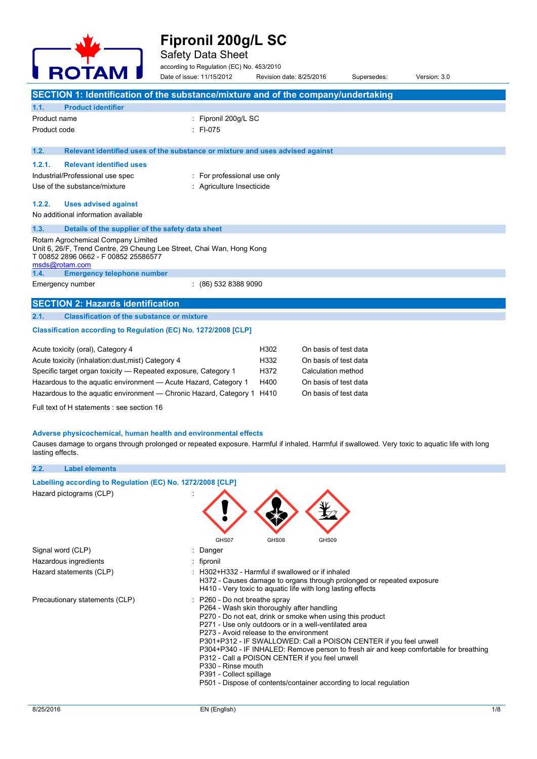# Fipronil 200g/L SC

Safety Data Sheet

according to Regulation (EC) No. 453/2010

Date of issue: 11/15/2012 | Revision date: 8/25/2016 | Supersedes: | Version: 3.0

## SECTION 1: Identification of the substance/mixture and of the company/undertaking

### 1.1. Product identifier

Product name : Fipronil 200g/L SC

Product code : FI-075

### 1.2. Relevant identified uses of the substance or mixture and uses advised against

#### 1.2.1. Relevant identified uses

Industrial/Professional use spec : For professional use only

Use of the substance/mixture : Agriculture Insecticide

#### 1.2.2. Uses advised against

No additional information available

### 1.3. Details of the supplier of the safety data sheet

Rotam Agrochemical Company Limited
Unit 6, 26/F, Trend Centre, 29 Cheung Lee Street, Chai Wan, Hong Kong
T 00852 2896 0662 - F 00852 25586577
msds@rotam.com

### 1.4. Emergency telephone number

Emergency number : (86) 532 8388 9090

## SECTION 2: Hazards identification

### 2.1. Classification of the substance or mixture

**Classification according to Regulation (EC) No. 1272/2008 [CLP]**

| | | |
|---|---|---|
| Acute toxicity (oral), Category 4 | H302 | On basis of test data |
| Acute toxicity (inhalation:dust,mist) Category 4 | H332 | On basis of test data |
| Specific target organ toxicity — Repeated exposure, Category 1 | H372 | Calculation method |
| Hazardous to the aquatic environment — Acute Hazard, Category 1 | H400 | On basis of test data |
| Hazardous to the aquatic environment — Chronic Hazard, Category 1 | H410 | On basis of test data |

Full text of H statements : see section 16

**Adverse physicochemical, human health and environmental effects**

Causes damage to organs through prolonged or repeated exposure. Harmful if inhaled. Harmful if swallowed. Very toxic to aquatic life with long lasting effects.

### 2.2. Label elements

**Labelling according to Regulation (EC) No. 1272/2008 [CLP]**

Hazard pictograms (CLP) :

GHS07 GHS08 GHS09

Signal word (CLP) : Danger

Hazardous ingredients : fipronil

Hazard statements (CLP) :
- H302+H332 - Harmful if swallowed or if inhaled
- H372 - Causes damage to organs through prolonged or repeated exposure
- H410 - Very toxic to aquatic life with long lasting effects

Precautionary statements (CLP) :
- P260 - Do not breathe spray
- P264 - Wash skin thoroughly after handling
- P270 - Do not eat, drink or smoke when using this product
- P271 - Use only outdoors or in a well-ventilated area
- P273 - Avoid release to the environment
- P301+P312 - IF SWALLOWED: Call a POISON CENTER if you feel unwell
- P304+P340 - IF INHALED: Remove person to fresh air and keep comfortable for breathing
- P312 - Call a POISON CENTER if you feel unwell
- P330 - Rinse mouth
- P391 - Collect spillage
- P501 - Dispose of contents/container according to local regulation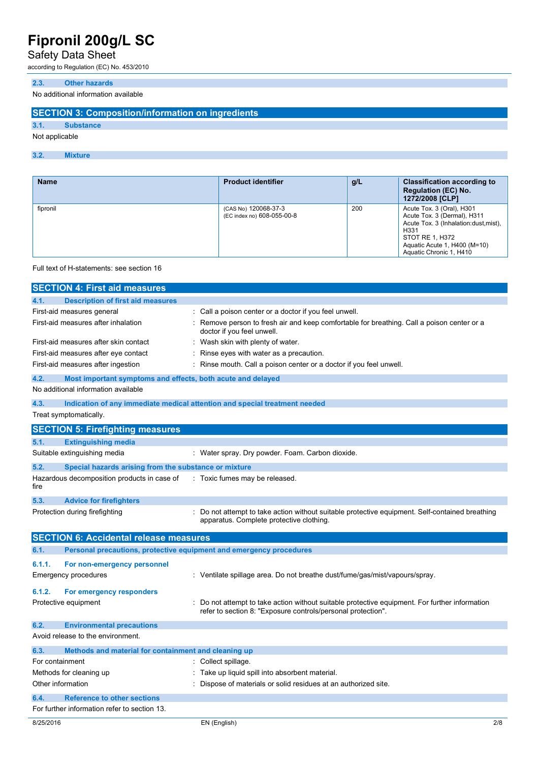### 2.3. Other hazards

No additional information available

## SECTION 3: Composition/information on ingredients

### 3.1. Substance

Not applicable

### 3.2. Mixture

| Name | Product identifier | g/L | Classification according to Regulation (EC) No. 1272/2008 [CLP] |
|---|---|---|---|
| fipronil | (CAS No) 120068-37-3<br>(EC index no) 608-055-00-8 | 200 | Acute Tox. 3 (Oral), H301<br>Acute Tox. 3 (Dermal), H311<br>Acute Tox. 3 (Inhalation:dust,mist), H331<br>STOT RE 1, H372<br>Aquatic Acute 1, H400 (M=10)<br>Aquatic Chronic 1, H410 |

Full text of H-statements: see section 16

## SECTION 4: First aid measures

### 4.1. Description of first aid measures

First-aid measures general : Call a poison center or a doctor if you feel unwell.

First-aid measures after inhalation : Remove person to fresh air and keep comfortable for breathing. Call a poison center or a doctor if you feel unwell.

First-aid measures after skin contact : Wash skin with plenty of water.

First-aid measures after eye contact : Rinse eyes with water as a precaution.

First-aid measures after ingestion : Rinse mouth. Call a poison center or a doctor if you feel unwell.

### 4.2. Most important symptoms and effects, both acute and delayed

No additional information available

### 4.3. Indication of any immediate medical attention and special treatment needed

Treat symptomatically.

## SECTION 5: Firefighting measures

### 5.1. Extinguishing media

Suitable extinguishing media : Water spray. Dry powder. Foam. Carbon dioxide.

### 5.2. Special hazards arising from the substance or mixture

Hazardous decomposition products in case of fire : Toxic fumes may be released.

### 5.3. Advice for firefighters

Protection during firefighting : Do not attempt to take action without suitable protective equipment. Self-contained breathing apparatus. Complete protective clothing.

## SECTION 6: Accidental release measures

### 6.1. Personal precautions, protective equipment and emergency procedures

#### 6.1.1. For non-emergency personnel

Emergency procedures : Ventilate spillage area. Do not breathe dust/fume/gas/mist/vapours/spray.

#### 6.1.2. For emergency responders

Protective equipment : Do not attempt to take action without suitable protective equipment. For further information refer to section 8: "Exposure controls/personal protection".

### 6.2. Environmental precautions

Avoid release to the environment.

### 6.3. Methods and material for containment and cleaning up

For containment : Collect spillage.

Methods for cleaning up : Take up liquid spill into absorbent material.

Other information : Dispose of materials or solid residues at an authorized site.

### 6.4. Reference to other sections

For further information refer to section 13.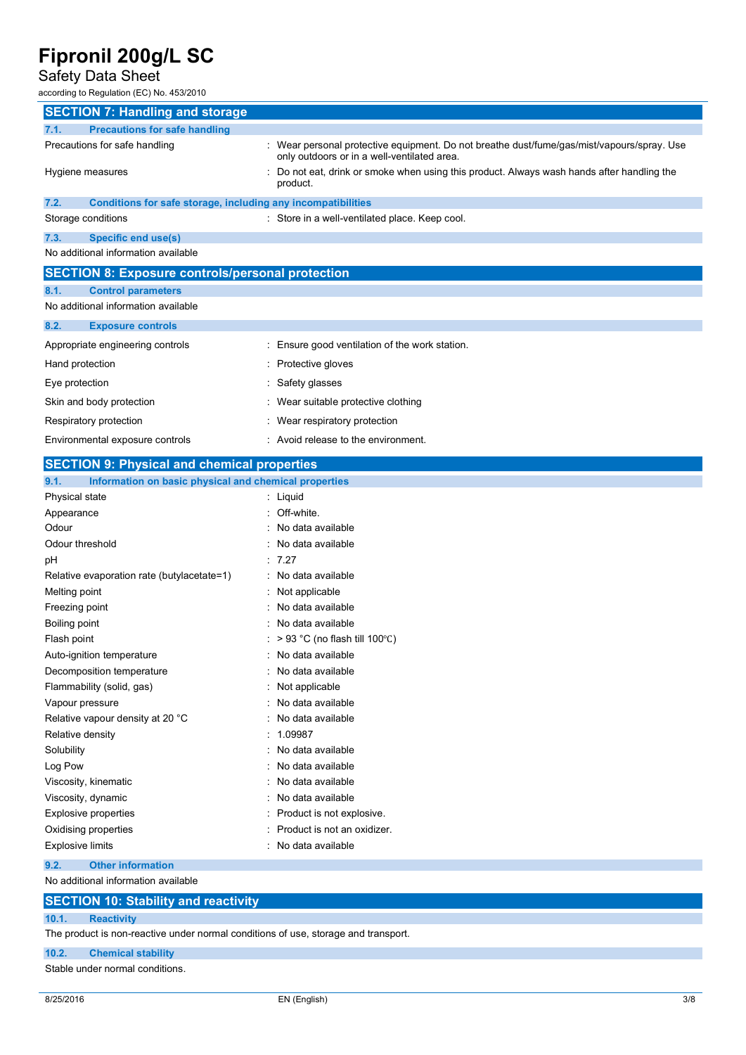## SECTION 7: Handling and storage

### 7.1. Precautions for safe handling

| | |
|---|---|
| Precautions for safe handling | : Wear personal protective equipment. Do not breathe dust/fume/gas/mist/vapours/spray. Use only outdoors or in a well-ventilated area. |
| Hygiene measures | : Do not eat, drink or smoke when using this product. Always wash hands after handling the product. |

### 7.2. Conditions for safe storage, including any incompatibilities

| | |
|---|---|
| Storage conditions | : Store in a well-ventilated place. Keep cool. |

### 7.3. Specific end use(s)

No additional information available

## SECTION 8: Exposure controls/personal protection

### 8.1. Control parameters

No additional information available

### 8.2. Exposure controls

| | |
|---|---|
| Appropriate engineering controls | : Ensure good ventilation of the work station. |
| Hand protection | : Protective gloves |
| Eye protection | : Safety glasses |
| Skin and body protection | : Wear suitable protective clothing |
| Respiratory protection | : Wear respiratory protection |
| Environmental exposure controls | : Avoid release to the environment. |

## SECTION 9: Physical and chemical properties

### 9.1. Information on basic physical and chemical properties

| | |
|---|---|
| Physical state | : Liquid |
| Appearance | : Off-white. |
| Odour | : No data available |
| Odour threshold | : No data available |
| pH | : 7.27 |
| Relative evaporation rate (butylacetate=1) | : No data available |
| Melting point | : Not applicable |
| Freezing point | : No data available |
| Boiling point | : No data available |
| Flash point | : > 93 °C (no flash till 100℃) |
| Auto-ignition temperature | : No data available |
| Decomposition temperature | : No data available |
| Flammability (solid, gas) | : Not applicable |
| Vapour pressure | : No data available |
| Relative vapour density at 20 °C | : No data available |
| Relative density | : 1.09987 |
| Solubility | : No data available |
| Log Pow | : No data available |
| Viscosity, kinematic | : No data available |
| Viscosity, dynamic | : No data available |
| Explosive properties | : Product is not explosive. |
| Oxidising properties | : Product is not an oxidizer. |
| Explosive limits | : No data available |

### 9.2. Other information

No additional information available

## SECTION 10: Stability and reactivity

### 10.1. Reactivity

The product is non-reactive under normal conditions of use, storage and transport.

### 10.2. Chemical stability

Stable under normal conditions.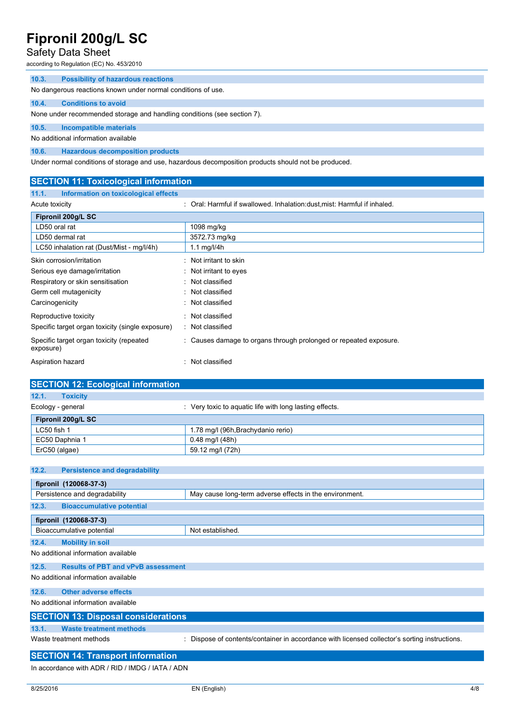### 10.3. Possibility of hazardous reactions

No dangerous reactions known under normal conditions of use.

### 10.4. Conditions to avoid

None under recommended storage and handling conditions (see section 7).

### 10.5. Incompatible materials

No additional information available

### 10.6. Hazardous decomposition products

Under normal conditions of storage and use, hazardous decomposition products should not be produced.

## SECTION 11: Toxicological information

### 11.1. Information on toxicological effects

Acute toxicity : Oral: Harmful if swallowed. Inhalation:dust,mist: Harmful if inhaled.

| Fipronil 200g/L SC | |
|---|---|
| LD50 oral rat | 1098 mg/kg |
| LD50 dermal rat | 3572.73 mg/kg |
| LC50 inhalation rat (Dust/Mist - mg/l/4h) | 1.1 mg/l/4h |

Skin corrosion/irritation : Not irritant to skin

Serious eye damage/irritation : Not irritant to eyes

Respiratory or skin sensitisation : Not classified

Germ cell mutagenicity : Not classified

Carcinogenicity : Not classified

Reproductive toxicity : Not classified

Specific target organ toxicity (single exposure) : Not classified

Specific target organ toxicity (repeated exposure) : Causes damage to organs through prolonged or repeated exposure.

Aspiration hazard : Not classified

## SECTION 12: Ecological information

### 12.1. Toxicity

Ecology - general : Very toxic to aquatic life with long lasting effects.

| Fipronil 200g/L SC | |
|---|---|
| LC50 fish 1 | 1.78 mg/l (96h,Brachydanio rerio) |
| EC50 Daphnia 1 | 0.48 mg/l (48h) |
| ErC50 (algae) | 59.12 mg/l (72h) |

### 12.2. Persistence and degradability

| fipronil (120068-37-3) | |
|---|---|
| Persistence and degradability | May cause long-term adverse effects in the environment. |

### 12.3. Bioaccumulative potential

| fipronil (120068-37-3) | |
|---|---|
| Bioaccumulative potential | Not established. |

### 12.4. Mobility in soil

No additional information available

### 12.5. Results of PBT and vPvB assessment

No additional information available

### 12.6. Other adverse effects

No additional information available

## SECTION 13: Disposal considerations

### 13.1. Waste treatment methods

Waste treatment methods : Dispose of contents/container in accordance with licensed collector's sorting instructions.

## SECTION 14: Transport information

In accordance with ADR / RID / IMDG / IATA / ADN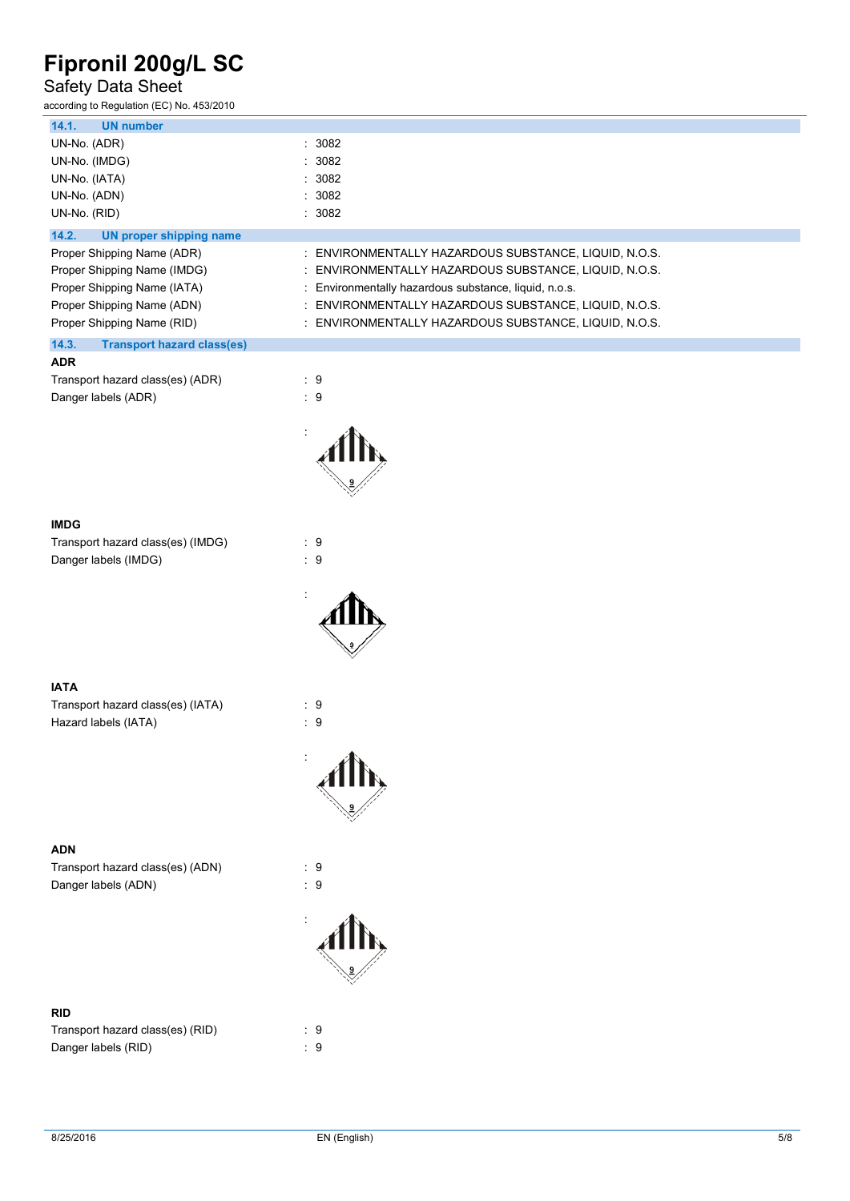### 14.1. UN number

| | |
|---|---|
| UN-No. (ADR) | : 3082 |
| UN-No. (IMDG) | : 3082 |
| UN-No. (IATA) | : 3082 |
| UN-No. (ADN) | : 3082 |
| UN-No. (RID) | : 3082 |

### 14.2. UN proper shipping name

| | |
|---|---|
| Proper Shipping Name (ADR) | : ENVIRONMENTALLY HAZARDOUS SUBSTANCE, LIQUID, N.O.S. |
| Proper Shipping Name (IMDG) | : ENVIRONMENTALLY HAZARDOUS SUBSTANCE, LIQUID, N.O.S. |
| Proper Shipping Name (IATA) | : Environmentally hazardous substance, liquid, n.o.s. |
| Proper Shipping Name (ADN) | : ENVIRONMENTALLY HAZARDOUS SUBSTANCE, LIQUID, N.O.S. |
| Proper Shipping Name (RID) | : ENVIRONMENTALLY HAZARDOUS SUBSTANCE, LIQUID, N.O.S. |

### 14.3. Transport hazard class(es)

**ADR**

| | |
|---|---|
| Transport hazard class(es) (ADR) | : 9 |
| Danger labels (ADR) | : 9 |

:

**IMDG**

| | |
|---|---|
| Transport hazard class(es) (IMDG) | : 9 |
| Danger labels (IMDG) | : 9 |

:

**IATA**

| | |
|---|---|
| Transport hazard class(es) (IATA) | : 9 |
| Hazard labels (IATA) | : 9 |

:

**ADN**

| | |
|---|---|
| Transport hazard class(es) (ADN) | : 9 |
| Danger labels (ADN) | : 9 |

:

**RID**

| | |
|---|---|
| Transport hazard class(es) (RID) | : 9 |
| Danger labels (RID) | : 9 |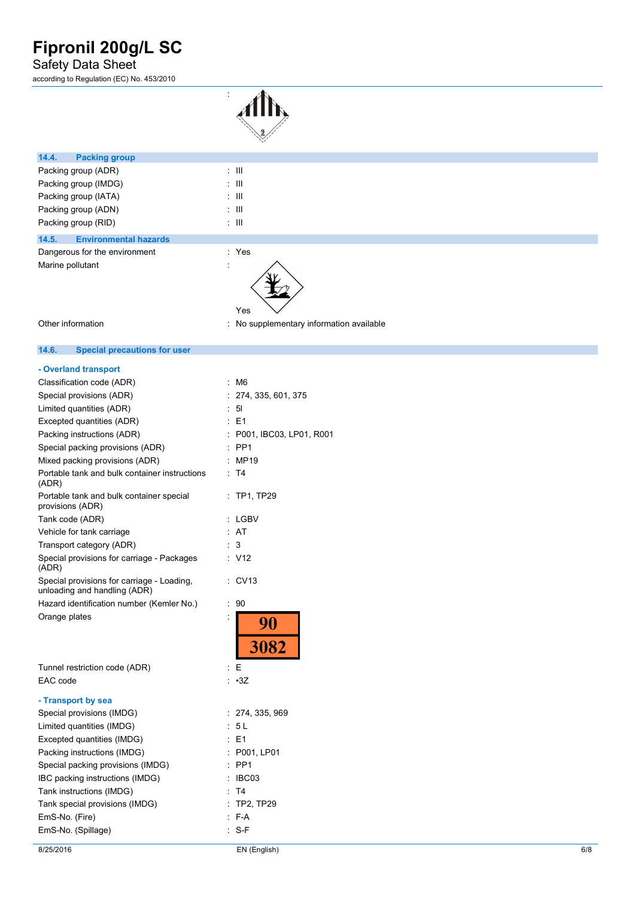# Fipronil 200g/L SC

Safety Data Sheet

according to Regulation (EC) No. 453/2010

| | |
|---|---|
| | : |

### 14.4. Packing group

| | |
|---|---|
| Packing group (ADR) | : III |
| Packing group (IMDG) | : III |
| Packing group (IATA) | : III |
| Packing group (ADN) | : III |
| Packing group (RID) | : III |

### 14.5. Environmental hazards

| | |
|---|---|
| Dangerous for the environment | : Yes |
| Marine pollutant | : Yes |
| Other information | : No supplementary information available |

### 14.6. Special precautions for user

**- Overland transport**

| | |
|---|---|
| Classification code (ADR) | : M6 |
| Special provisions (ADR) | : 274, 335, 601, 375 |
| Limited quantities (ADR) | : 5l |
| Excepted quantities (ADR) | : E1 |
| Packing instructions (ADR) | : P001, IBC03, LP01, R001 |
| Special packing provisions (ADR) | : PP1 |
| Mixed packing provisions (ADR) | : MP19 |
| Portable tank and bulk container instructions (ADR) | : T4 |
| Portable tank and bulk container special provisions (ADR) | : TP1, TP29 |
| Tank code (ADR) | : LGBV |
| Vehicle for tank carriage | : AT |
| Transport category (ADR) | : 3 |
| Special provisions for carriage - Packages (ADR) | : V12 |
| Special provisions for carriage - Loading, unloading and handling (ADR) | : CV13 |
| Hazard identification number (Kemler No.) | : 90 |
| Orange plates | : 90 / 3082 |
| Tunnel restriction code (ADR) | : E |
| EAC code | : •3Z |

**- Transport by sea**

| | |
|---|---|
| Special provisions (IMDG) | : 274, 335, 969 |
| Limited quantities (IMDG) | : 5 L |
| Excepted quantities (IMDG) | : E1 |
| Packing instructions (IMDG) | : P001, LP01 |
| Special packing provisions (IMDG) | : PP1 |
| IBC packing instructions (IMDG) | : IBC03 |
| Tank instructions (IMDG) | : T4 |
| Tank special provisions (IMDG) | : TP2, TP29 |
| EmS-No. (Fire) | : F-A |
| EmS-No. (Spillage) | : S-F |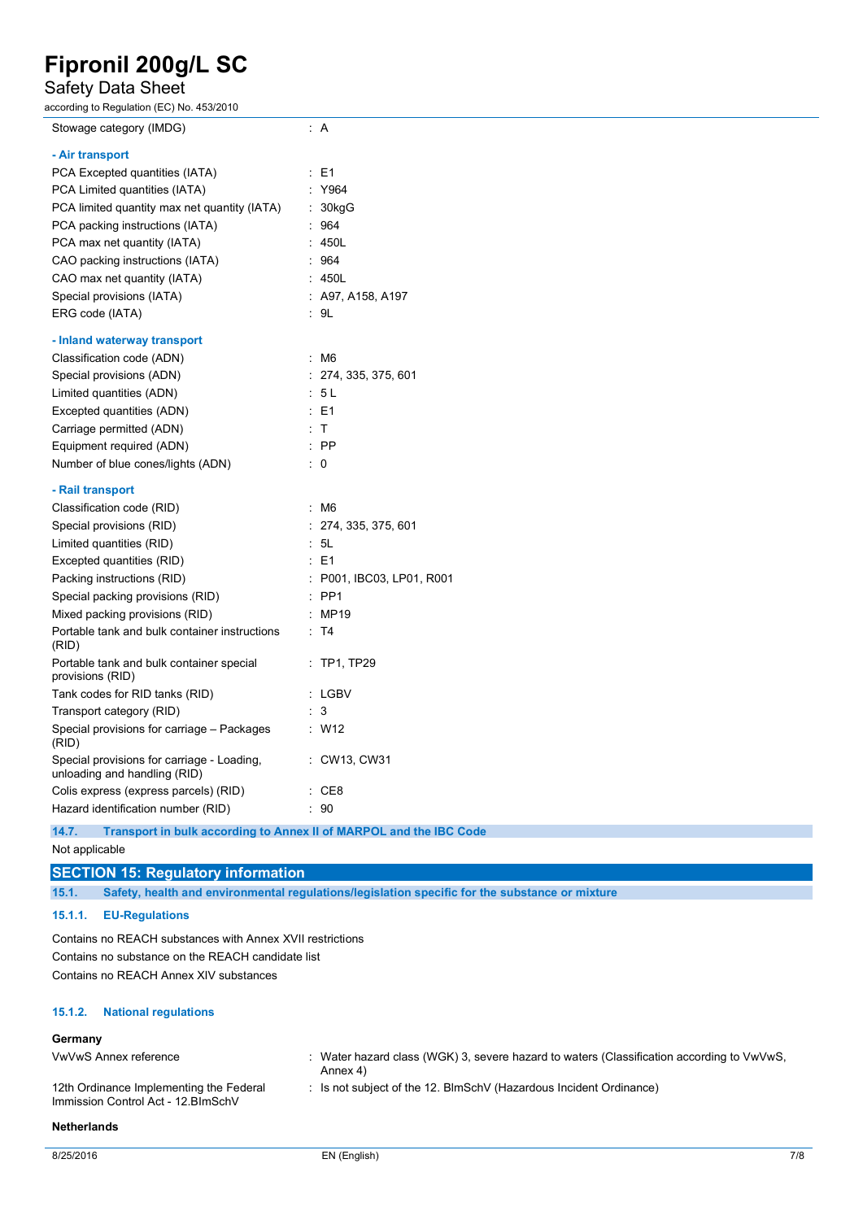| | |
|---|---|
| Stowage category (IMDG) | : A |

**- Air transport**

| | |
|---|---|
| PCA Excepted quantities (IATA) | : E1 |
| PCA Limited quantities (IATA) | : Y964 |
| PCA limited quantity max net quantity (IATA) | : 30kgG |
| PCA packing instructions (IATA) | : 964 |
| PCA max net quantity (IATA) | : 450L |
| CAO packing instructions (IATA) | : 964 |
| CAO max net quantity (IATA) | : 450L |
| Special provisions (IATA) | : A97, A158, A197 |
| ERG code (IATA) | : 9L |

**- Inland waterway transport**

| | |
|---|---|
| Classification code (ADN) | : M6 |
| Special provisions (ADN) | : 274, 335, 375, 601 |
| Limited quantities (ADN) | : 5 L |
| Excepted quantities (ADN) | : E1 |
| Carriage permitted (ADN) | : T |
| Equipment required (ADN) | : PP |
| Number of blue cones/lights (ADN) | : 0 |

**- Rail transport**

| | |
|---|---|
| Classification code (RID) | : M6 |
| Special provisions (RID) | : 274, 335, 375, 601 |
| Limited quantities (RID) | : 5L |
| Excepted quantities (RID) | : E1 |
| Packing instructions (RID) | : P001, IBC03, LP01, R001 |
| Special packing provisions (RID) | : PP1 |
| Mixed packing provisions (RID) | : MP19 |
| Portable tank and bulk container instructions (RID) | : T4 |
| Portable tank and bulk container special provisions (RID) | : TP1, TP29 |
| Tank codes for RID tanks (RID) | : LGBV |
| Transport category (RID) | : 3 |
| Special provisions for carriage – Packages (RID) | : W12 |
| Special provisions for carriage - Loading, unloading and handling (RID) | : CW13, CW31 |
| Colis express (express parcels) (RID) | : CE8 |
| Hazard identification number (RID) | : 90 |

### 14.7. Transport in bulk according to Annex II of MARPOL and the IBC Code

Not applicable

## SECTION 15: Regulatory information

### 15.1. Safety, health and environmental regulations/legislation specific for the substance or mixture

#### 15.1.1. EU-Regulations

Contains no REACH substances with Annex XVII restrictions

Contains no substance on the REACH candidate list

Contains no REACH Annex XIV substances

#### 15.1.2. National regulations

**Germany**

| | |
|---|---|
| VwVwS Annex reference | : Water hazard class (WGK) 3, severe hazard to waters (Classification according to VwVwS, Annex 4) |
| 12th Ordinance Implementing the Federal Immission Control Act - 12.BImSchV | : Is not subject of the 12. BlmSchV (Hazardous Incident Ordinance) |

**Netherlands**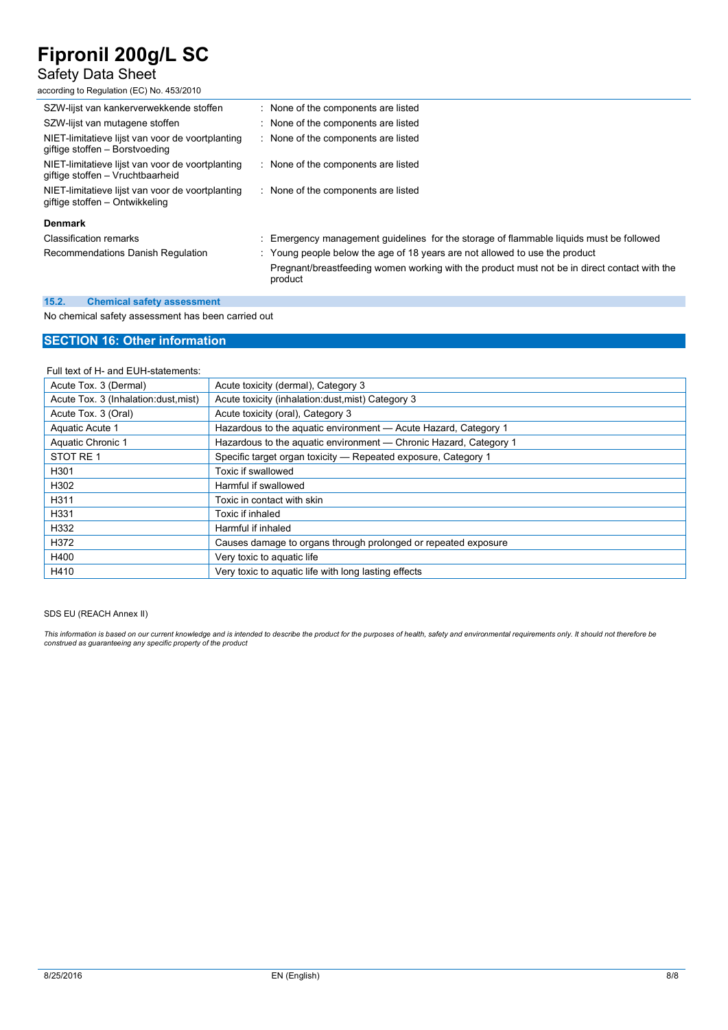| | |
|---|---|
| SZW-lijst van kankerverwekkende stoffen | : None of the components are listed |
| SZW-lijst van mutagene stoffen | : None of the components are listed |
| NIET-limitatieve lijst van voor de voortplanting giftige stoffen – Borstvoeding | : None of the components are listed |
| NIET-limitatieve lijst van voor de voortplanting giftige stoffen – Vruchtbaarheid | : None of the components are listed |
| NIET-limitatieve lijst van voor de voortplanting giftige stoffen – Ontwikkeling | : None of the components are listed |

**Denmark**

| | |
|---|---|
| Classification remarks | : Emergency management guidelines for the storage of flammable liquids must be followed |
| Recommendations Danish Regulation | : Young people below the age of 18 years are not allowed to use the product<br>Pregnant/breastfeeding women working with the product must not be in direct contact with the product |

### 15.2. Chemical safety assessment

No chemical safety assessment has been carried out

## SECTION 16: Other information

Full text of H- and EUH-statements:

| | |
|---|---|
| Acute Tox. 3 (Dermal) | Acute toxicity (dermal), Category 3 |
| Acute Tox. 3 (Inhalation:dust,mist) | Acute toxicity (inhalation:dust,mist) Category 3 |
| Acute Tox. 3 (Oral) | Acute toxicity (oral), Category 3 |
| Aquatic Acute 1 | Hazardous to the aquatic environment — Acute Hazard, Category 1 |
| Aquatic Chronic 1 | Hazardous to the aquatic environment — Chronic Hazard, Category 1 |
| STOT RE 1 | Specific target organ toxicity — Repeated exposure, Category 1 |
| H301 | Toxic if swallowed |
| H302 | Harmful if swallowed |
| H311 | Toxic in contact with skin |
| H331 | Toxic if inhaled |
| H332 | Harmful if inhaled |
| H372 | Causes damage to organs through prolonged or repeated exposure |
| H400 | Very toxic to aquatic life |
| H410 | Very toxic to aquatic life with long lasting effects |

SDS EU (REACH Annex II)

*This information is based on our current knowledge and is intended to describe the product for the purposes of health, safety and environmental requirements only. It should not therefore be construed as guaranteeing any specific property of the product*